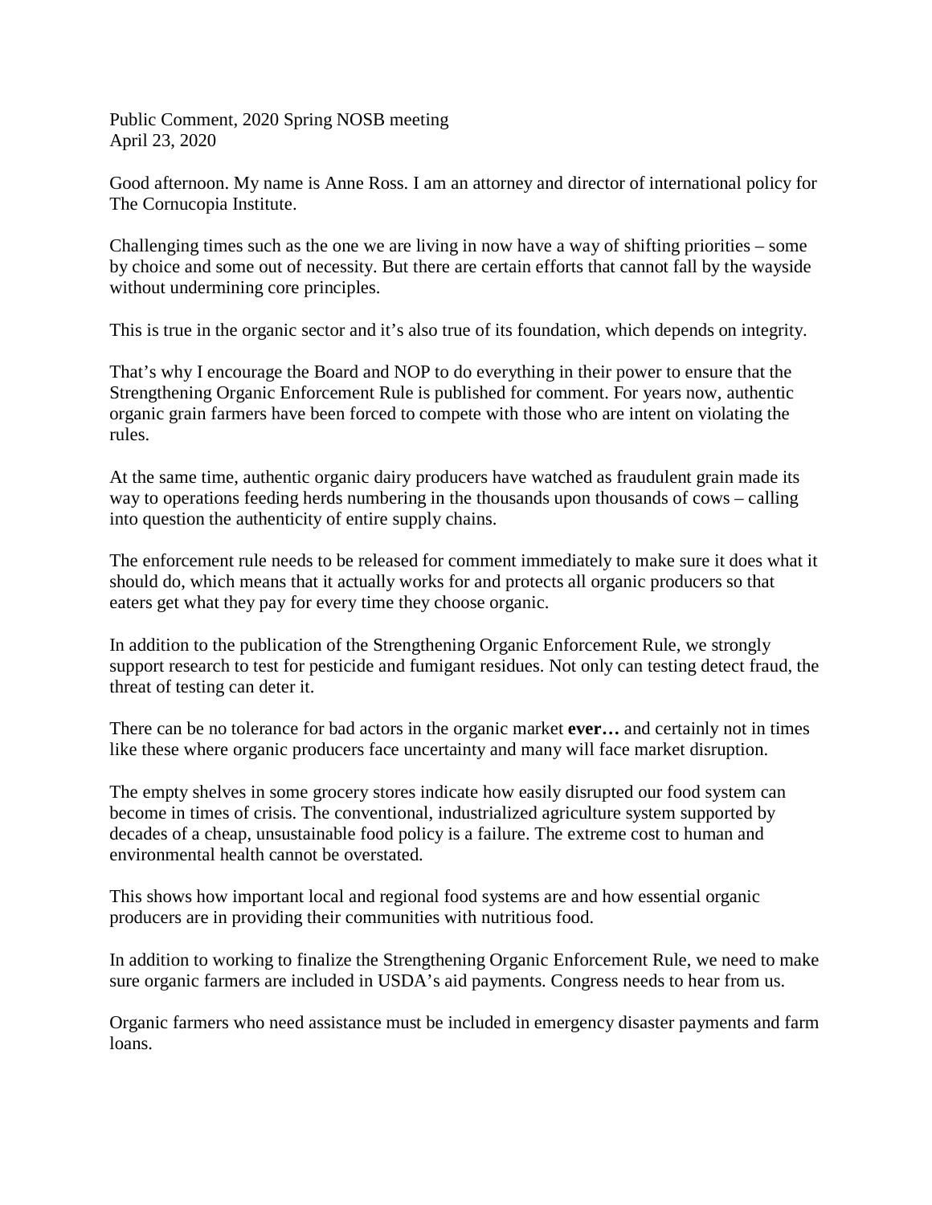Public Comment, 2020 Spring NOSB meeting
April 23, 2020

Good afternoon. My name is Anne Ross. I am an attorney and director of international policy for The Cornucopia Institute.

Challenging times such as the one we are living in now have a way of shifting priorities – some by choice and some out of necessity. But there are certain efforts that cannot fall by the wayside without undermining core principles.

This is true in the organic sector and it's also true of its foundation, which depends on integrity.

That's why I encourage the Board and NOP to do everything in their power to ensure that the Strengthening Organic Enforcement Rule is published for comment. For years now, authentic organic grain farmers have been forced to compete with those who are intent on violating the rules.

At the same time, authentic organic dairy producers have watched as fraudulent grain made its way to operations feeding herds numbering in the thousands upon thousands of cows – calling into question the authenticity of entire supply chains.

The enforcement rule needs to be released for comment immediately to make sure it does what it should do, which means that it actually works for and protects all organic producers so that eaters get what they pay for every time they choose organic.

In addition to the publication of the Strengthening Organic Enforcement Rule, we strongly support research to test for pesticide and fumigant residues. Not only can testing detect fraud, the threat of testing can deter it.

There can be no tolerance for bad actors in the organic market **ever…** and certainly not in times like these where organic producers face uncertainty and many will face market disruption.

The empty shelves in some grocery stores indicate how easily disrupted our food system can become in times of crisis. The conventional, industrialized agriculture system supported by decades of a cheap, unsustainable food policy is a failure. The extreme cost to human and environmental health cannot be overstated.

This shows how important local and regional food systems are and how essential organic producers are in providing their communities with nutritious food.

In addition to working to finalize the Strengthening Organic Enforcement Rule, we need to make sure organic farmers are included in USDA's aid payments. Congress needs to hear from us.

Organic farmers who need assistance must be included in emergency disaster payments and farm loans.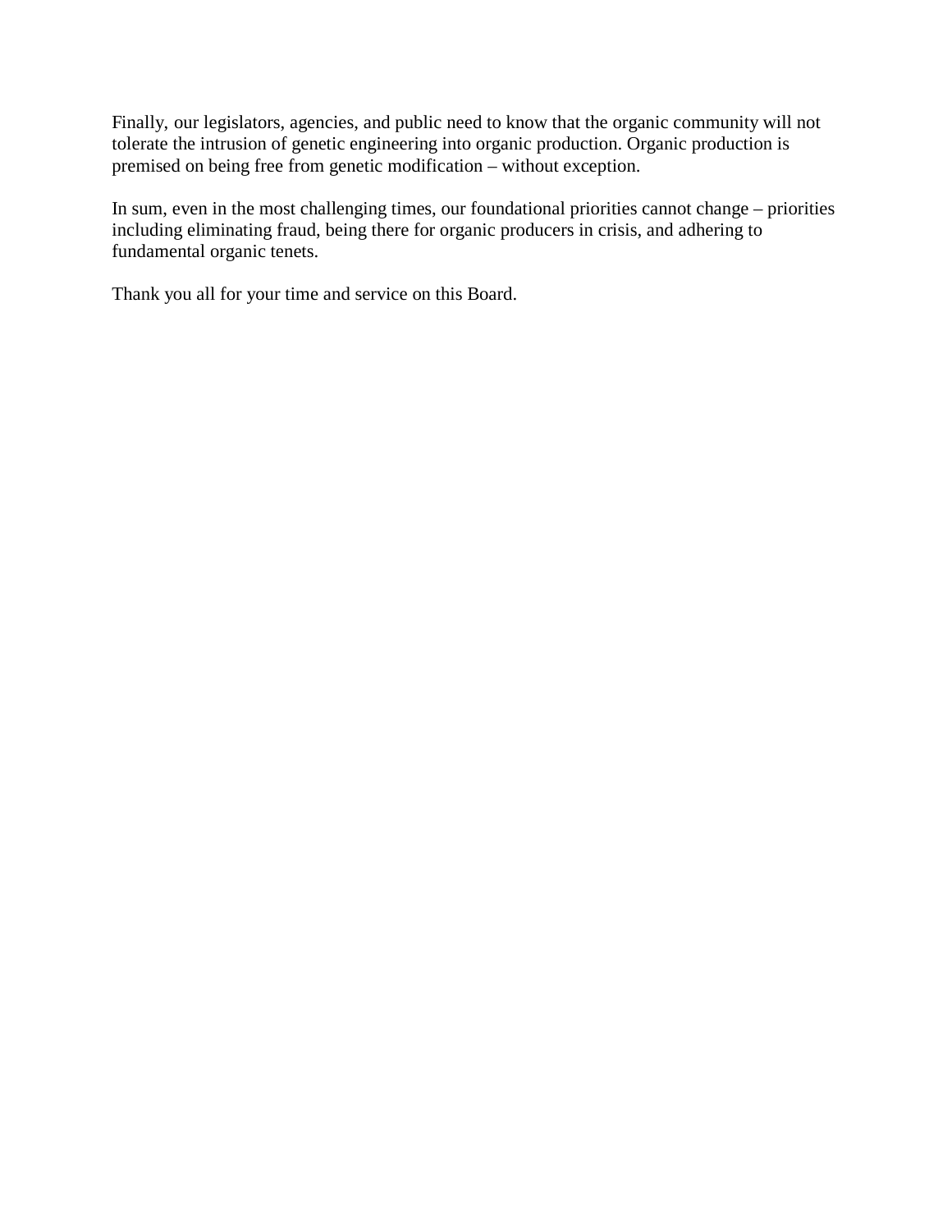Finally, our legislators, agencies, and public need to know that the organic community will not tolerate the intrusion of genetic engineering into organic production. Organic production is premised on being free from genetic modification – without exception.

In sum, even in the most challenging times, our foundational priorities cannot change – priorities including eliminating fraud, being there for organic producers in crisis, and adhering to fundamental organic tenets.

Thank you all for your time and service on this Board.